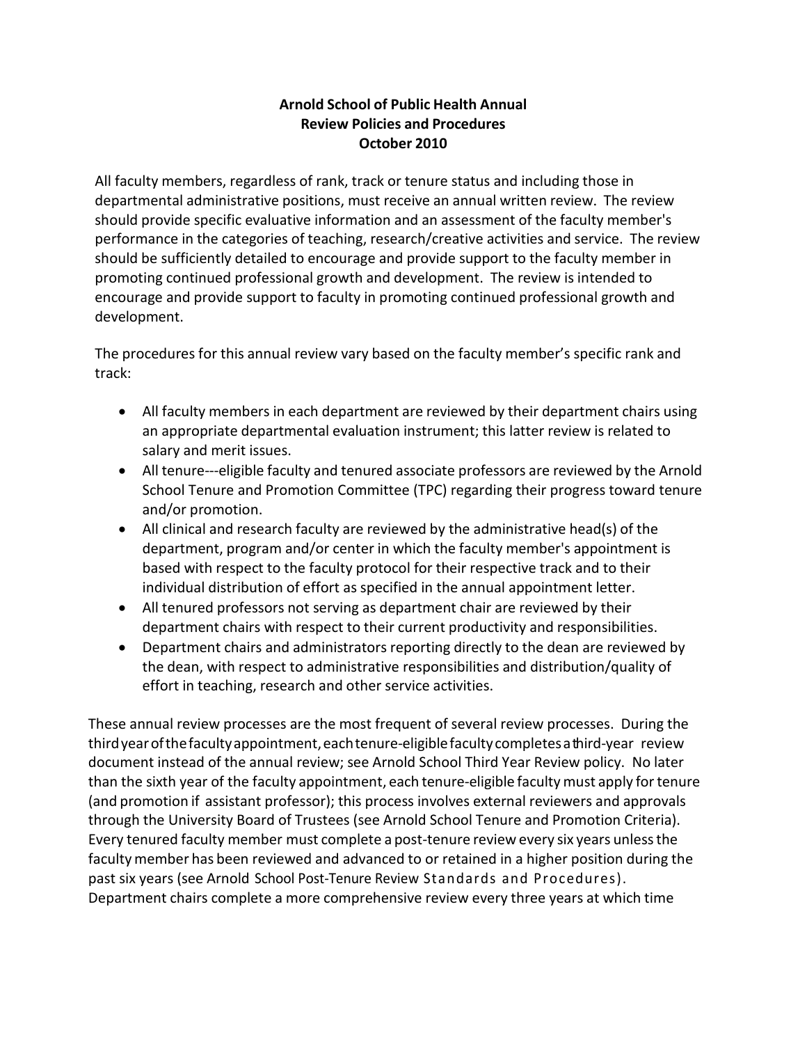# Arnold School of Public Health Annual Review Policies and Procedures October 2010

All faculty members, regardless of rank, track or tenure status and including those in departmental administrative positions, must receive an annual written review. The review should provide specific evaluative information and an assessment of the faculty member's performance in the categories of teaching, research/creative activities and service. The review should be sufficiently detailed to encourage and provide support to the faculty member in promoting continued professional growth and development. The review is intended to encourage and provide support to faculty in promoting continued professional growth and development.

The procedures for this annual review vary based on the faculty member's specific rank and track:

- All faculty members in each department are reviewed by their department chairs using an appropriate departmental evaluation instrument; this latter review is related to salary and merit issues.
- All tenure---eligible faculty and tenured associate professors are reviewed by the Arnold School Tenure and Promotion Committee (TPC) regarding their progress toward tenure and/or promotion.
- All clinical and research faculty are reviewed by the administrative head(s) of the department, program and/or center in which the faculty member's appointment is based with respect to the faculty protocol for their respective track and to their individual distribution of effort as specified in the annual appointment letter.
- All tenured professors not serving as department chair are reviewed by their department chairs with respect to their current productivity and responsibilities.
- Department chairs and administrators reporting directly to the dean are reviewed by the dean, with respect to administrative responsibilities and distribution/quality of effort in teaching, research and other service activities.

These annual review processes are the most frequent of several review processes. During the third year of the faculty appointment, each tenure-eligible faculty completes a third-year review document instead of the annual review; see Arnold School Third Year Review policy. No later than the sixth year of the faculty appointment, each tenure-eligible faculty must apply for tenure (and promotion if assistant professor); this process involves external reviewers and approvals through the University Board of Trustees (see Arnold School Tenure and Promotion Criteria). Every tenured faculty member must complete a post-tenure review every six years unless the faculty member has been reviewed and advanced to or retained in a higher position during the past six years (see Arnold School Post-Tenure Review Standards and Procedures). Department chairs complete a more comprehensive review every three years at which time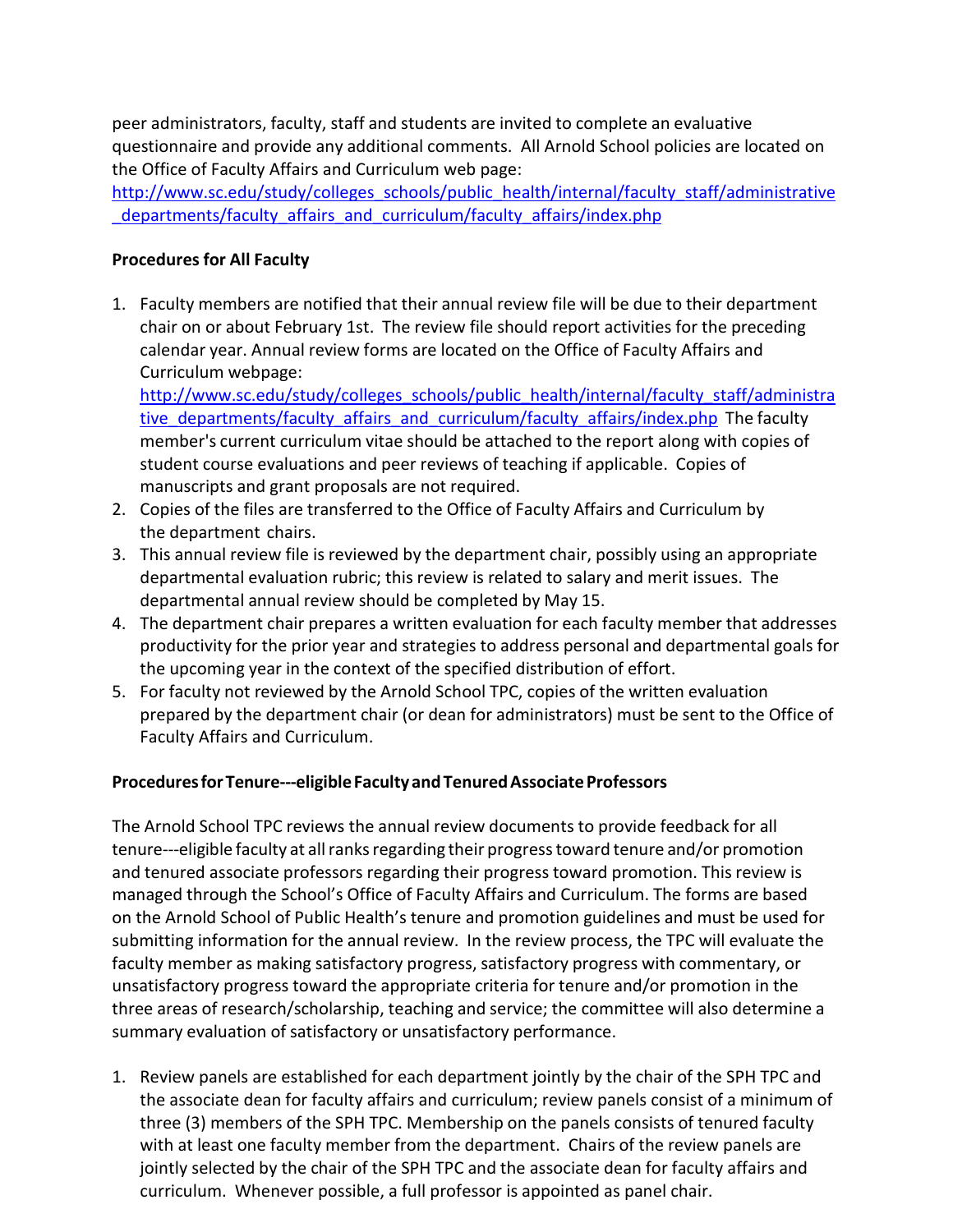peer administrators, faculty, staff and students are invited to complete an evaluative questionnaire and provide any additional comments. All Arnold School policies are located on the Office of Faculty Affairs and Curriculum web page: [http://www.sc.edu/study/colleges_schools/public_health/internal/faculty_staff/administrative_departments/faculty_affairs_and_curriculum/faculty_affairs/index.php](http://www.sc.edu/study/colleges_schools/public_health/internal/faculty_staff/administrative_departments/faculty_affairs_and_curriculum/faculty_affairs/index.php)

**Procedures for All Faculty**

1. Faculty members are notified that their annual review file will be due to their department chair on or about February 1st. The review file should report activities for the preceding calendar year. Annual review forms are located on the Office of Faculty Affairs and Curriculum webpage: [http://www.sc.edu/study/colleges_schools/public_health/internal/faculty_staff/administrative_departments/faculty_affairs_and_curriculum/faculty_affairs/index.php](http://www.sc.edu/study/colleges_schools/public_health/internal/faculty_staff/administrative_departments/faculty_affairs_and_curriculum/faculty_affairs/index.php) The faculty member's current curriculum vitae should be attached to the report along with copies of student course evaluations and peer reviews of teaching if applicable. Copies of manuscripts and grant proposals are not required.
2. Copies of the files are transferred to the Office of Faculty Affairs and Curriculum by the department chairs.
3. This annual review file is reviewed by the department chair, possibly using an appropriate departmental evaluation rubric; this review is related to salary and merit issues. The departmental annual review should be completed by May 15.
4. The department chair prepares a written evaluation for each faculty member that addresses productivity for the prior year and strategies to address personal and departmental goals for the upcoming year in the context of the specified distribution of effort.
5. For faculty not reviewed by the Arnold School TPC, copies of the written evaluation prepared by the department chair (or dean for administrators) must be sent to the Office of Faculty Affairs and Curriculum.

**Procedures for Tenure---eligible Faculty and Tenured Associate Professors**

The Arnold School TPC reviews the annual review documents to provide feedback for all tenure---eligible faculty at all ranks regarding their progress toward tenure and/or promotion and tenured associate professors regarding their progress toward promotion. This review is managed through the School's Office of Faculty Affairs and Curriculum. The forms are based on the Arnold School of Public Health's tenure and promotion guidelines and must be used for submitting information for the annual review. In the review process, the TPC will evaluate the faculty member as making satisfactory progress, satisfactory progress with commentary, or unsatisfactory progress toward the appropriate criteria for tenure and/or promotion in the three areas of research/scholarship, teaching and service; the committee will also determine a summary evaluation of satisfactory or unsatisfactory performance.

1. Review panels are established for each department jointly by the chair of the SPH TPC and the associate dean for faculty affairs and curriculum; review panels consist of a minimum of three (3) members of the SPH TPC. Membership on the panels consists of tenured faculty with at least one faculty member from the department. Chairs of the review panels are jointly selected by the chair of the SPH TPC and the associate dean for faculty affairs and curriculum. Whenever possible, a full professor is appointed as panel chair.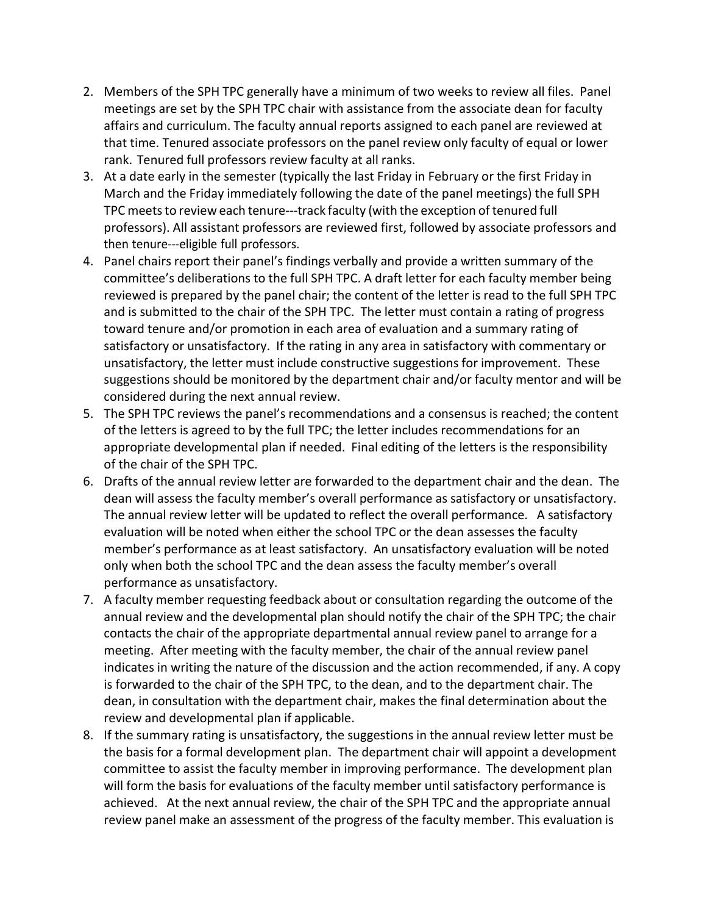2. Members of the SPH TPC generally have a minimum of two weeks to review all files. Panel meetings are set by the SPH TPC chair with assistance from the associate dean for faculty affairs and curriculum. The faculty annual reports assigned to each panel are reviewed at that time. Tenured associate professors on the panel review only faculty of equal or lower rank. Tenured full professors review faculty at all ranks.
3. At a date early in the semester (typically the last Friday in February or the first Friday in March and the Friday immediately following the date of the panel meetings) the full SPH TPC meets to review each tenure---track faculty (with the exception of tenured full professors). All assistant professors are reviewed first, followed by associate professors and then tenure---eligible full professors.
4. Panel chairs report their panel's findings verbally and provide a written summary of the committee's deliberations to the full SPH TPC. A draft letter for each faculty member being reviewed is prepared by the panel chair; the content of the letter is read to the full SPH TPC and is submitted to the chair of the SPH TPC. The letter must contain a rating of progress toward tenure and/or promotion in each area of evaluation and a summary rating of satisfactory or unsatisfactory. If the rating in any area in satisfactory with commentary or unsatisfactory, the letter must include constructive suggestions for improvement. These suggestions should be monitored by the department chair and/or faculty mentor and will be considered during the next annual review.
5. The SPH TPC reviews the panel's recommendations and a consensus is reached; the content of the letters is agreed to by the full TPC; the letter includes recommendations for an appropriate developmental plan if needed. Final editing of the letters is the responsibility of the chair of the SPH TPC.
6. Drafts of the annual review letter are forwarded to the department chair and the dean. The dean will assess the faculty member's overall performance as satisfactory or unsatisfactory. The annual review letter will be updated to reflect the overall performance. A satisfactory evaluation will be noted when either the school TPC or the dean assesses the faculty member's performance as at least satisfactory. An unsatisfactory evaluation will be noted only when both the school TPC and the dean assess the faculty member's overall performance as unsatisfactory.
7. A faculty member requesting feedback about or consultation regarding the outcome of the annual review and the developmental plan should notify the chair of the SPH TPC; the chair contacts the chair of the appropriate departmental annual review panel to arrange for a meeting. After meeting with the faculty member, the chair of the annual review panel indicates in writing the nature of the discussion and the action recommended, if any. A copy is forwarded to the chair of the SPH TPC, to the dean, and to the department chair. The dean, in consultation with the department chair, makes the final determination about the review and developmental plan if applicable.
8. If the summary rating is unsatisfactory, the suggestions in the annual review letter must be the basis for a formal development plan. The department chair will appoint a development committee to assist the faculty member in improving performance. The development plan will form the basis for evaluations of the faculty member until satisfactory performance is achieved. At the next annual review, the chair of the SPH TPC and the appropriate annual review panel make an assessment of the progress of the faculty member. This evaluation is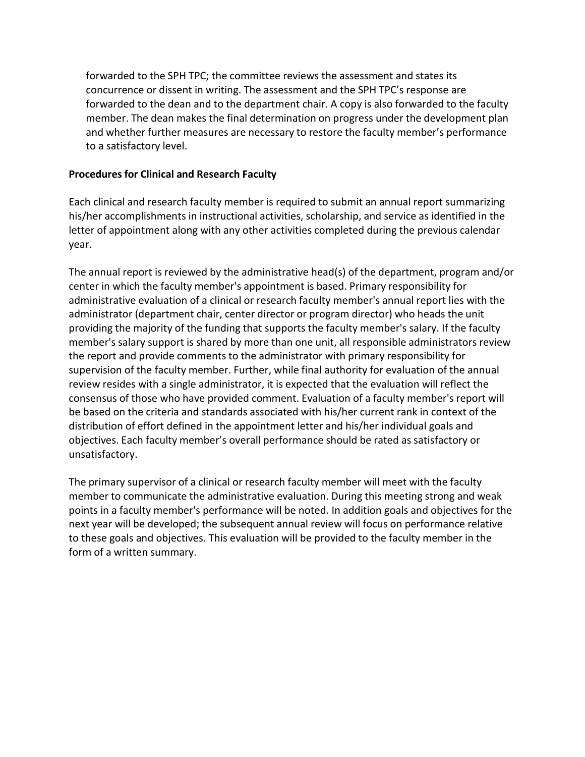forwarded to the SPH TPC; the committee reviews the assessment and states its concurrence or dissent in writing. The assessment and the SPH TPC's response are forwarded to the dean and to the department chair. A copy is also forwarded to the faculty member. The dean makes the final determination on progress under the development plan and whether further measures are necessary to restore the faculty member's performance to a satisfactory level.

**Procedures for Clinical and Research Faculty**

Each clinical and research faculty member is required to submit an annual report summarizing his/her accomplishments in instructional activities, scholarship, and service as identified in the letter of appointment along with any other activities completed during the previous calendar year.

The annual report is reviewed by the administrative head(s) of the department, program and/or center in which the faculty member's appointment is based. Primary responsibility for administrative evaluation of a clinical or research faculty member's annual report lies with the administrator (department chair, center director or program director) who heads the unit providing the majority of the funding that supports the faculty member's salary. If the faculty member's salary support is shared by more than one unit, all responsible administrators review the report and provide comments to the administrator with primary responsibility for supervision of the faculty member. Further, while final authority for evaluation of the annual review resides with a single administrator, it is expected that the evaluation will reflect the consensus of those who have provided comment. Evaluation of a faculty member's report will be based on the criteria and standards associated with his/her current rank in context of the distribution of effort defined in the appointment letter and his/her individual goals and objectives. Each faculty member's overall performance should be rated as satisfactory or unsatisfactory.

The primary supervisor of a clinical or research faculty member will meet with the faculty member to communicate the administrative evaluation. During this meeting strong and weak points in a faculty member's performance will be noted. In addition goals and objectives for the next year will be developed; the subsequent annual review will focus on performance relative to these goals and objectives. This evaluation will be provided to the faculty member in the form of a written summary.